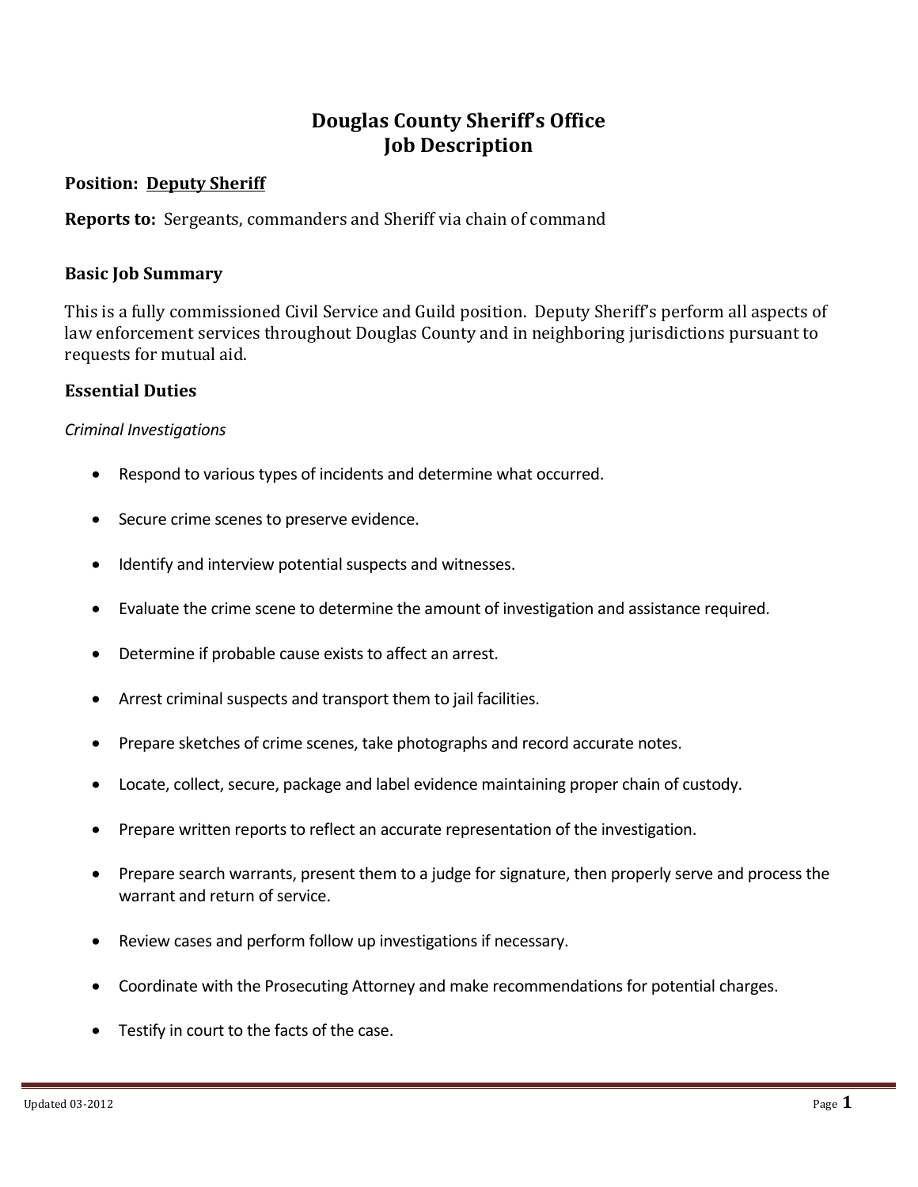# Douglas County Sheriff's Office
# Job Description

**Position:** **Deputy Sheriff**

**Reports to:** Sergeants, commanders and Sheriff via chain of command

## Basic Job Summary

This is a fully commissioned Civil Service and Guild position. Deputy Sheriff's perform all aspects of law enforcement services throughout Douglas County and in neighboring jurisdictions pursuant to requests for mutual aid.

## Essential Duties

*Criminal Investigations*

- Respond to various types of incidents and determine what occurred.
- Secure crime scenes to preserve evidence.
- Identify and interview potential suspects and witnesses.
- Evaluate the crime scene to determine the amount of investigation and assistance required.
- Determine if probable cause exists to affect an arrest.
- Arrest criminal suspects and transport them to jail facilities.
- Prepare sketches of crime scenes, take photographs and record accurate notes.
- Locate, collect, secure, package and label evidence maintaining proper chain of custody.
- Prepare written reports to reflect an accurate representation of the investigation.
- Prepare search warrants, present them to a judge for signature, then properly serve and process the warrant and return of service.
- Review cases and perform follow up investigations if necessary.
- Coordinate with the Prosecuting Attorney and make recommendations for potential charges.
- Testify in court to the facts of the case.

Updated 03-2012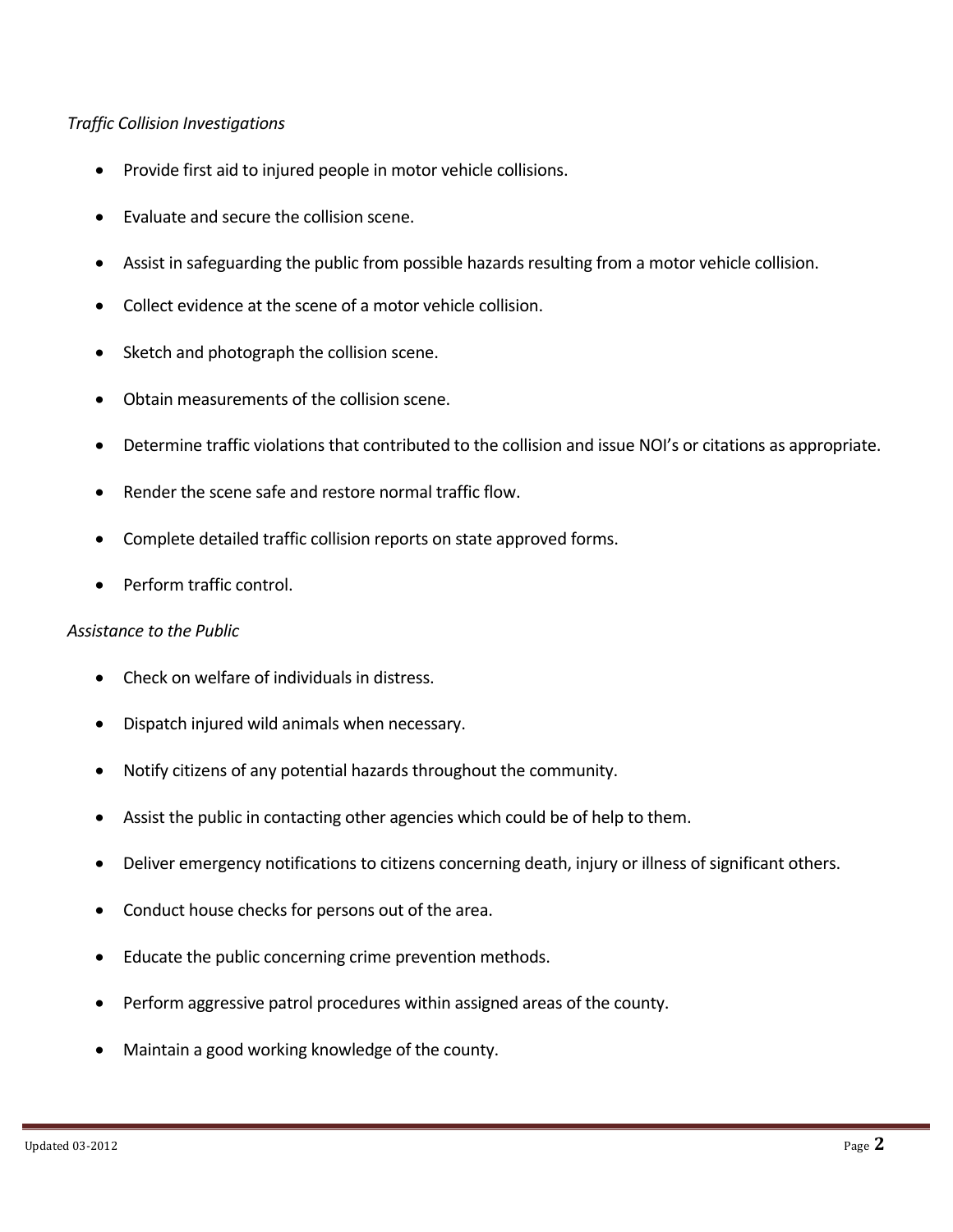*Traffic Collision Investigations*

- Provide first aid to injured people in motor vehicle collisions.
- Evaluate and secure the collision scene.
- Assist in safeguarding the public from possible hazards resulting from a motor vehicle collision.
- Collect evidence at the scene of a motor vehicle collision.
- Sketch and photograph the collision scene.
- Obtain measurements of the collision scene.
- Determine traffic violations that contributed to the collision and issue NOI's or citations as appropriate.
- Render the scene safe and restore normal traffic flow.
- Complete detailed traffic collision reports on state approved forms.
- Perform traffic control.

*Assistance to the Public*

- Check on welfare of individuals in distress.
- Dispatch injured wild animals when necessary.
- Notify citizens of any potential hazards throughout the community.
- Assist the public in contacting other agencies which could be of help to them.
- Deliver emergency notifications to citizens concerning death, injury or illness of significant others.
- Conduct house checks for persons out of the area.
- Educate the public concerning crime prevention methods.
- Perform aggressive patrol procedures within assigned areas of the county.
- Maintain a good working knowledge of the county.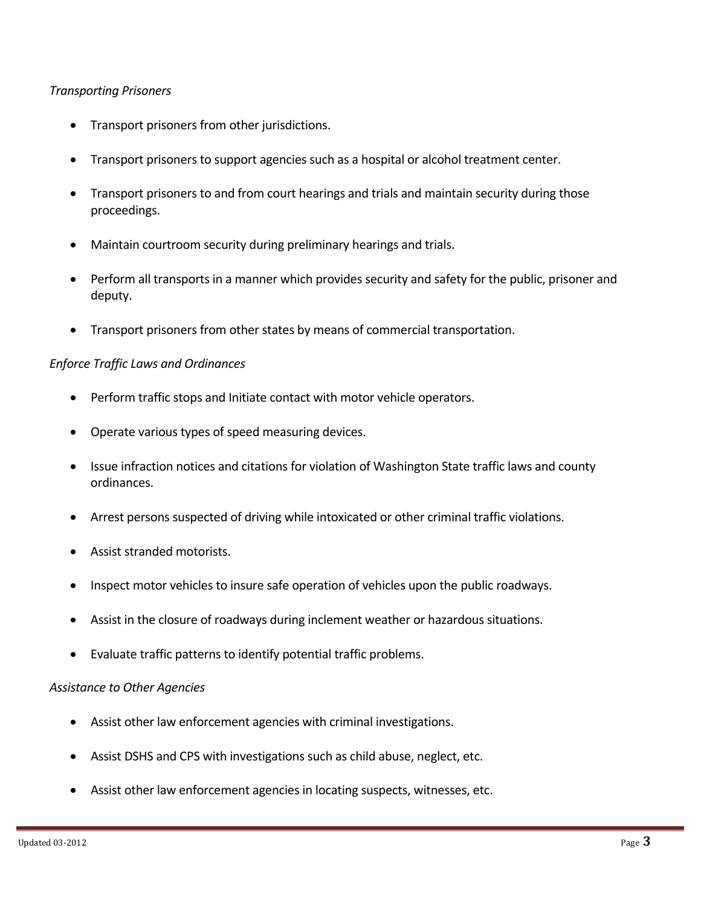*Transporting Prisoners*

- Transport prisoners from other jurisdictions.
- Transport prisoners to support agencies such as a hospital or alcohol treatment center.
- Transport prisoners to and from court hearings and trials and maintain security during those proceedings.
- Maintain courtroom security during preliminary hearings and trials.
- Perform all transports in a manner which provides security and safety for the public, prisoner and deputy.
- Transport prisoners from other states by means of commercial transportation.

*Enforce Traffic Laws and Ordinances*

- Perform traffic stops and Initiate contact with motor vehicle operators.
- Operate various types of speed measuring devices.
- Issue infraction notices and citations for violation of Washington State traffic laws and county ordinances.
- Arrest persons suspected of driving while intoxicated or other criminal traffic violations.
- Assist stranded motorists.
- Inspect motor vehicles to insure safe operation of vehicles upon the public roadways.
- Assist in the closure of roadways during inclement weather or hazardous situations.
- Evaluate traffic patterns to identify potential traffic problems.

*Assistance to Other Agencies*

- Assist other law enforcement agencies with criminal investigations.
- Assist DSHS and CPS with investigations such as child abuse, neglect, etc.
- Assist other law enforcement agencies in locating suspects, witnesses, etc.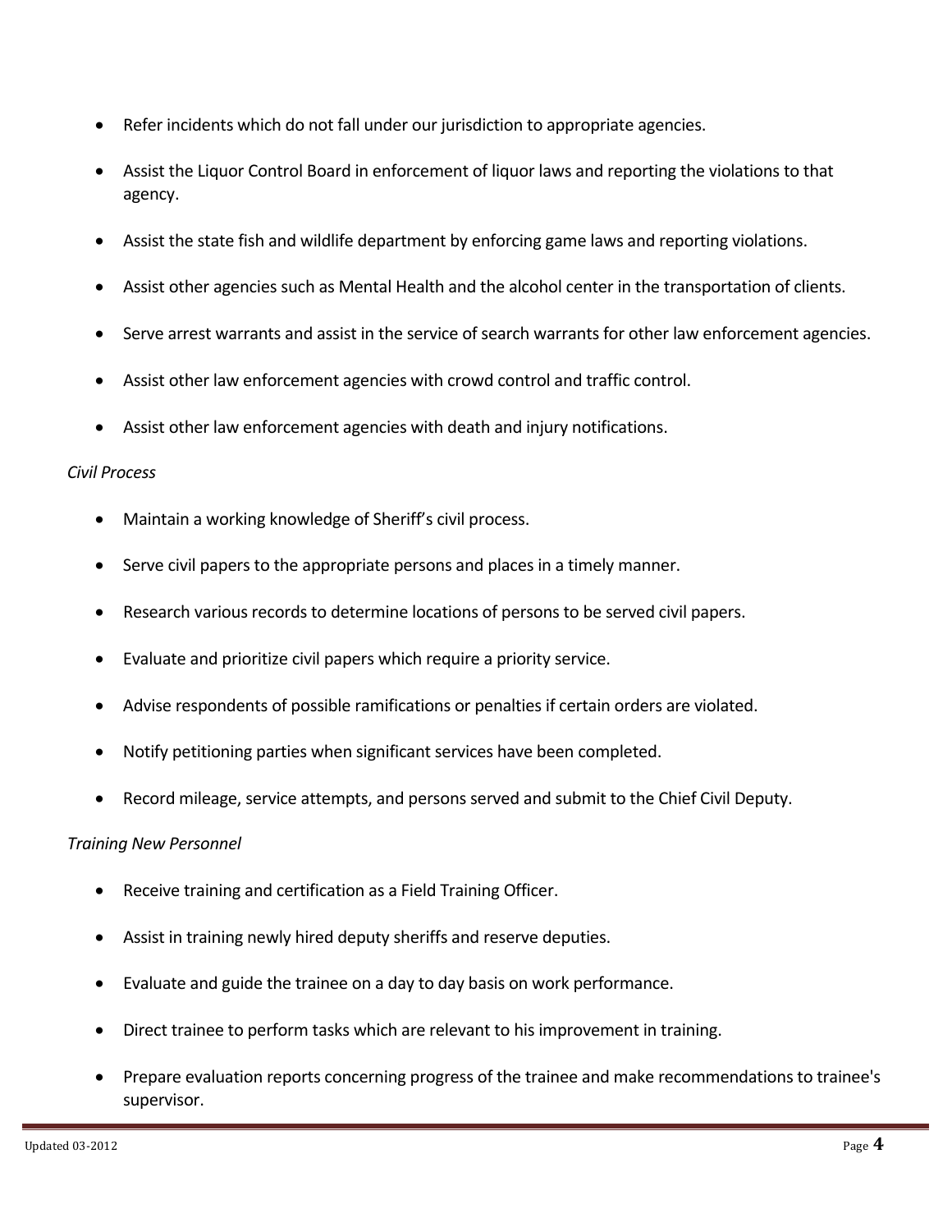- Refer incidents which do not fall under our jurisdiction to appropriate agencies.
- Assist the Liquor Control Board in enforcement of liquor laws and reporting the violations to that agency.
- Assist the state fish and wildlife department by enforcing game laws and reporting violations.
- Assist other agencies such as Mental Health and the alcohol center in the transportation of clients.
- Serve arrest warrants and assist in the service of search warrants for other law enforcement agencies.
- Assist other law enforcement agencies with crowd control and traffic control.
- Assist other law enforcement agencies with death and injury notifications.

*Civil Process*

- Maintain a working knowledge of Sheriff's civil process.
- Serve civil papers to the appropriate persons and places in a timely manner.
- Research various records to determine locations of persons to be served civil papers.
- Evaluate and prioritize civil papers which require a priority service.
- Advise respondents of possible ramifications or penalties if certain orders are violated.
- Notify petitioning parties when significant services have been completed.
- Record mileage, service attempts, and persons served and submit to the Chief Civil Deputy.

*Training New Personnel*

- Receive training and certification as a Field Training Officer.
- Assist in training newly hired deputy sheriffs and reserve deputies.
- Evaluate and guide the trainee on a day to day basis on work performance.
- Direct trainee to perform tasks which are relevant to his improvement in training.
- Prepare evaluation reports concerning progress of the trainee and make recommendations to trainee's supervisor.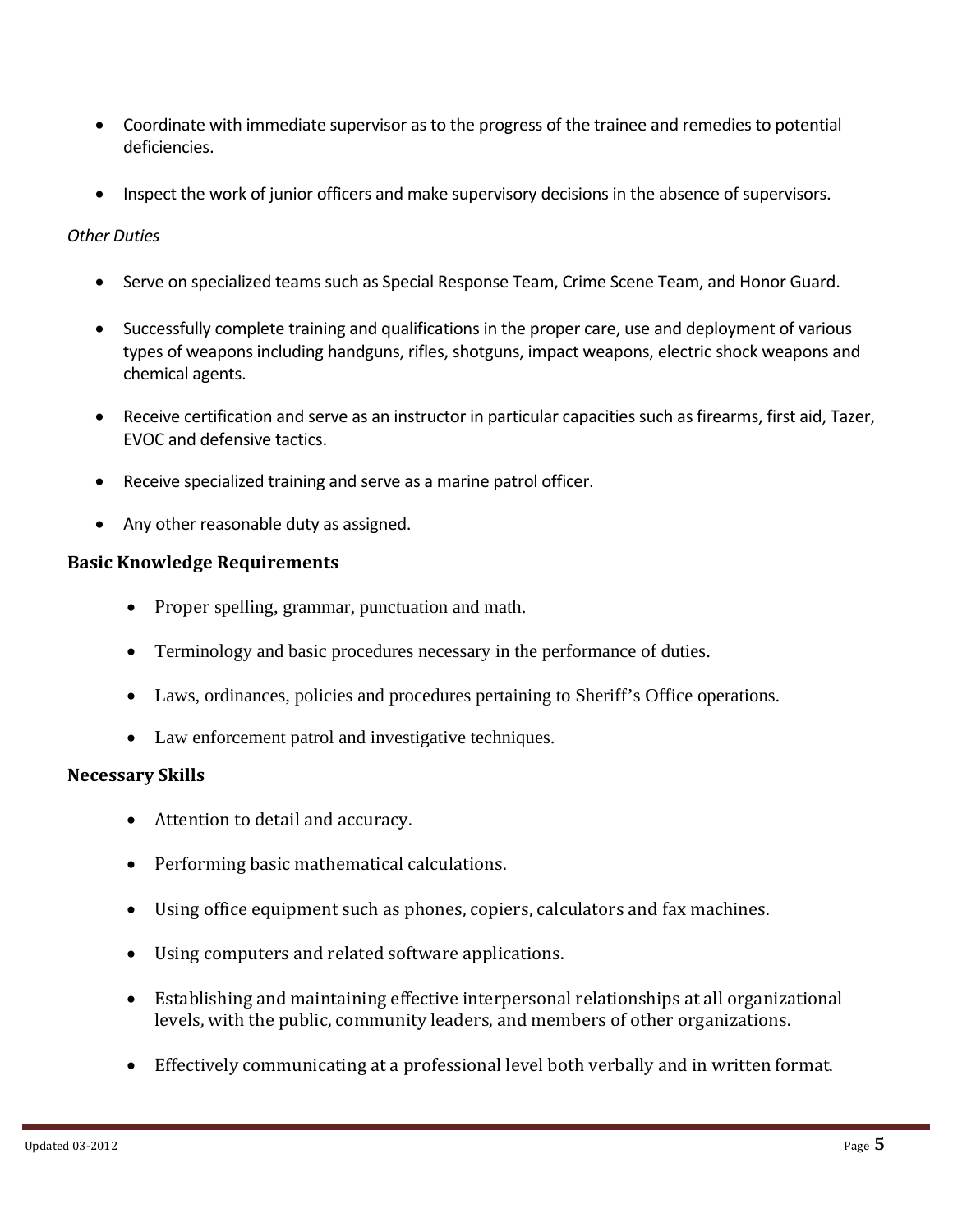- Coordinate with immediate supervisor as to the progress of the trainee and remedies to potential deficiencies.

- Inspect the work of junior officers and make supervisory decisions in the absence of supervisors.

*Other Duties*

- Serve on specialized teams such as Special Response Team, Crime Scene Team, and Honor Guard.

- Successfully complete training and qualifications in the proper care, use and deployment of various types of weapons including handguns, rifles, shotguns, impact weapons, electric shock weapons and chemical agents.

- Receive certification and serve as an instructor in particular capacities such as firearms, first aid, Tazer, EVOC and defensive tactics.

- Receive specialized training and serve as a marine patrol officer.

- Any other reasonable duty as assigned.

### Basic Knowledge Requirements

- Proper spelling, grammar, punctuation and math.

- Terminology and basic procedures necessary in the performance of duties.

- Laws, ordinances, policies and procedures pertaining to Sheriff's Office operations.

- Law enforcement patrol and investigative techniques.

### Necessary Skills

- Attention to detail and accuracy.

- Performing basic mathematical calculations.

- Using office equipment such as phones, copiers, calculators and fax machines.

- Using computers and related software applications.

- Establishing and maintaining effective interpersonal relationships at all organizational levels, with the public, community leaders, and members of other organizations.

- Effectively communicating at a professional level both verbally and in written format.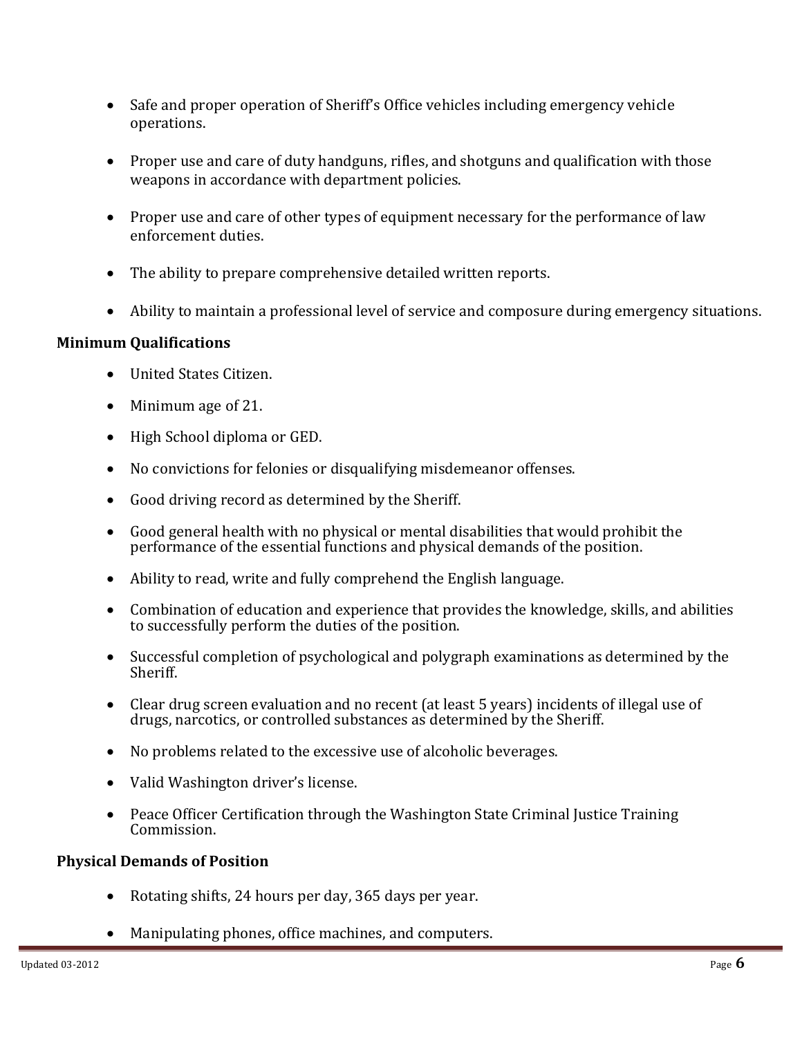- Safe and proper operation of Sheriff's Office vehicles including emergency vehicle operations.
- Proper use and care of duty handguns, rifles, and shotguns and qualification with those weapons in accordance with department policies.
- Proper use and care of other types of equipment necessary for the performance of law enforcement duties.
- The ability to prepare comprehensive detailed written reports.
- Ability to maintain a professional level of service and composure during emergency situations.

**Minimum Qualifications**

- United States Citizen.
- Minimum age of 21.
- High School diploma or GED.
- No convictions for felonies or disqualifying misdemeanor offenses.
- Good driving record as determined by the Sheriff.
- Good general health with no physical or mental disabilities that would prohibit the performance of the essential functions and physical demands of the position.
- Ability to read, write and fully comprehend the English language.
- Combination of education and experience that provides the knowledge, skills, and abilities to successfully perform the duties of the position.
- Successful completion of psychological and polygraph examinations as determined by the Sheriff.
- Clear drug screen evaluation and no recent (at least 5 years) incidents of illegal use of drugs, narcotics, or controlled substances as determined by the Sheriff.
- No problems related to the excessive use of alcoholic beverages.
- Valid Washington driver's license.
- Peace Officer Certification through the Washington State Criminal Justice Training Commission.

**Physical Demands of Position**

- Rotating shifts, 24 hours per day, 365 days per year.
- Manipulating phones, office machines, and computers.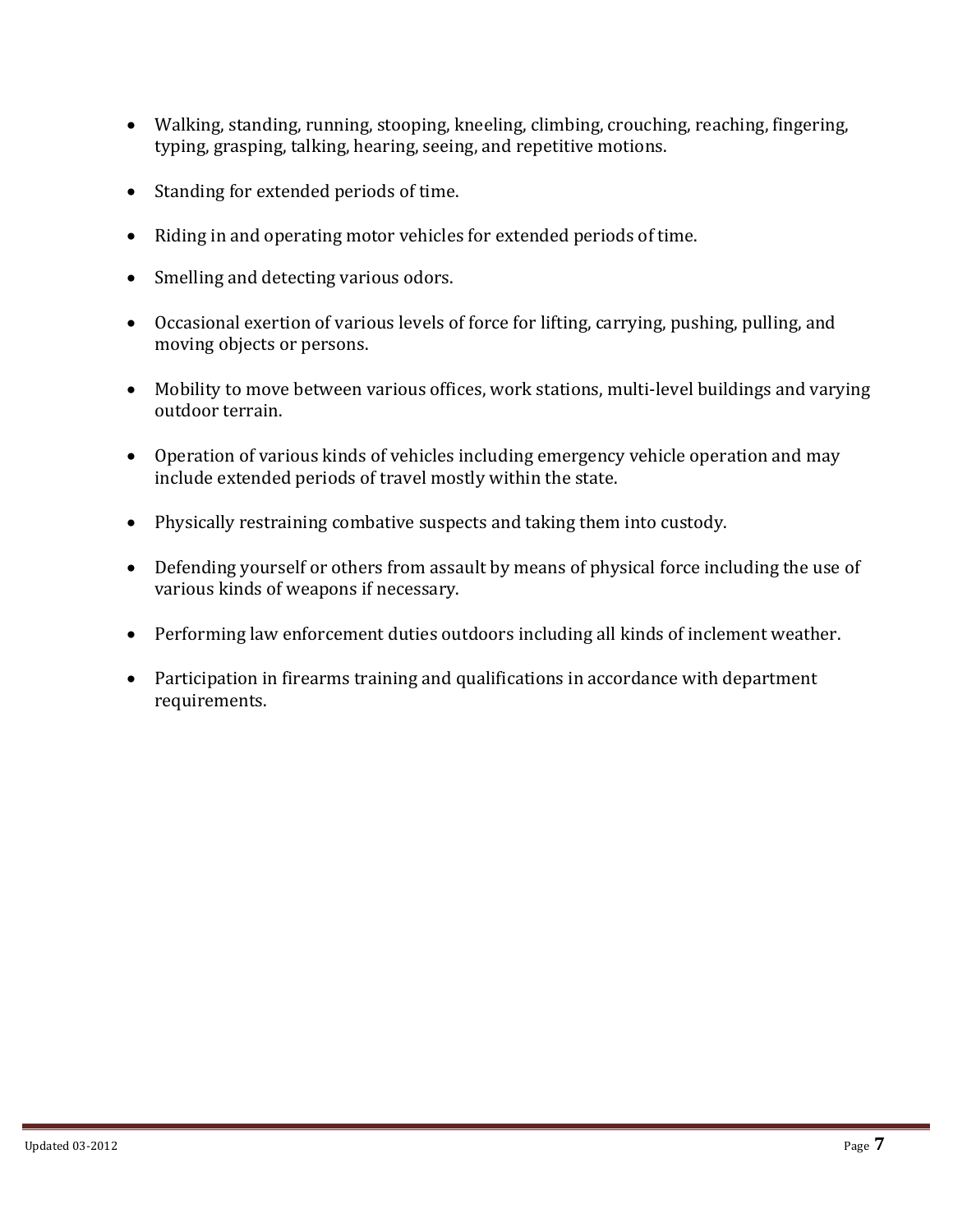- Walking, standing, running, stooping, kneeling, climbing, crouching, reaching, fingering, typing, grasping, talking, hearing, seeing, and repetitive motions.
- Standing for extended periods of time.
- Riding in and operating motor vehicles for extended periods of time.
- Smelling and detecting various odors.
- Occasional exertion of various levels of force for lifting, carrying, pushing, pulling, and moving objects or persons.
- Mobility to move between various offices, work stations, multi-level buildings and varying outdoor terrain.
- Operation of various kinds of vehicles including emergency vehicle operation and may include extended periods of travel mostly within the state.
- Physically restraining combative suspects and taking them into custody.
- Defending yourself or others from assault by means of physical force including the use of various kinds of weapons if necessary.
- Performing law enforcement duties outdoors including all kinds of inclement weather.
- Participation in firearms training and qualifications in accordance with department requirements.